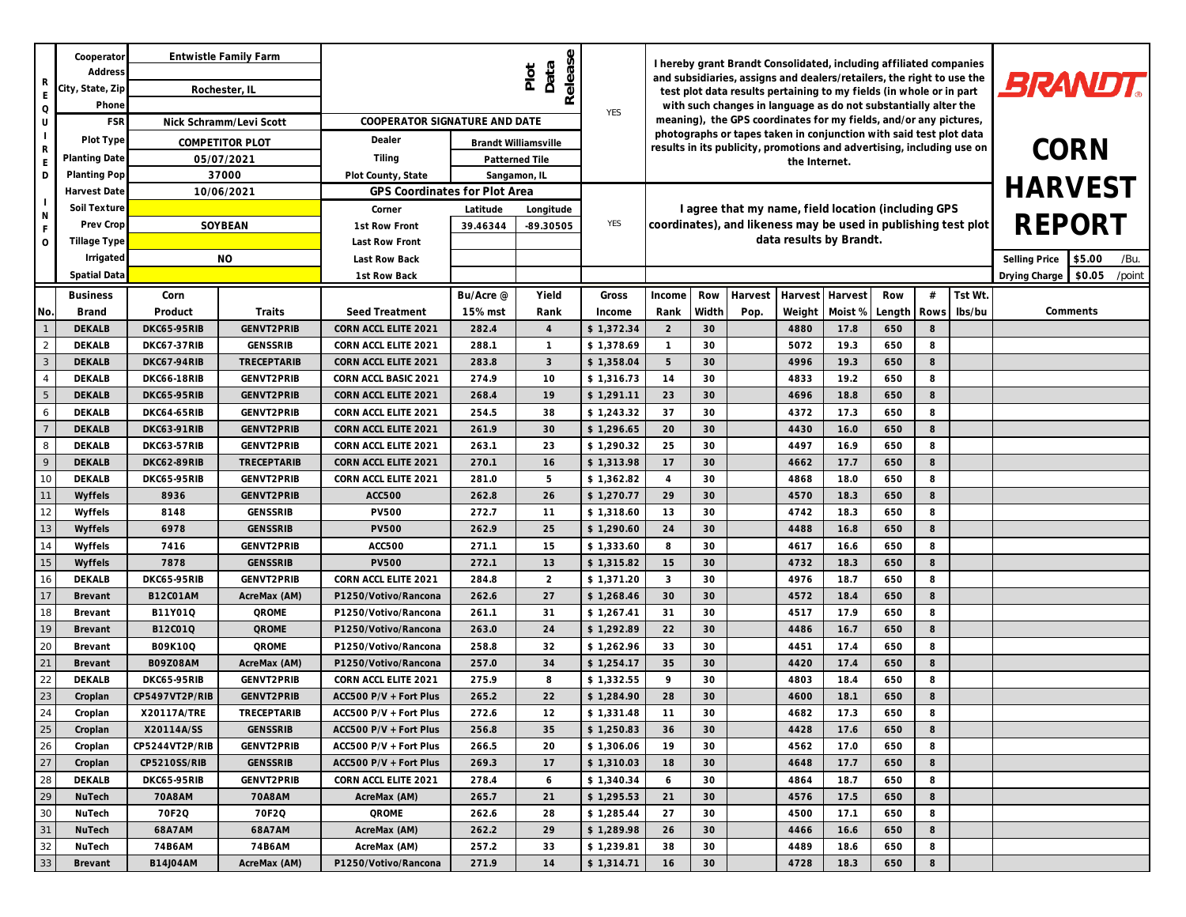# BRANDT

# CORN HARVEST REPORT

| REQUIRED INFO | | |
|---|---|---|
| Cooperator | Entwistle Family Farm | |
| Address | | |
| City, State, Zip | Rochester, IL | |
| Phone | | |
| FSR | Nick Schramm/Levi Scott | |
| Plot Type | COMPETITOR PLOT | |
| Planting Date | 05/07/2021 | |
| Planting Pop | 37000 | |
| Harvest Date | 10/06/2021 | |
| Soil Texture | | |
| Prev Crop | SOYBEAN | |
| Tillage Type | | |
| Irrigated | NO | |
| Spatial Data | | |

**Plot Data Release**

COOPERATOR SIGNATURE AND DATE

| | |
|---|---|
| Dealer | Brandt Williamsville |
| Tiling | Patterned Tile |
| Plot County, State | Sangamon, IL |

| GPS Coordinates for Plot Area | | |
|---|---|---|
| Corner | Latitude | Longitude |
| 1st Row Front | 39.46344 | -89.30505 |
| Last Row Front | | |
| Last Row Back | | |
| 1st Row Back | | |

YES — I hereby grant Brandt Consolidated, including affiliated companies and subsidiaries, assigns and dealers/retailers, the right to use the test plot data results pertaining to my fields (in whole or in part with such changes in language as do not substantially alter the meaning), the GPS coordinates for my fields, and/or any pictures, photographs or tapes taken in conjunction with said test plot data results in its publicity, promotions and advertising, including use on the Internet.

YES — I agree that my name, field location (including GPS coordinates), and likeness may be used in publishing test plot data results by Brandt.

| | | |
|---|---|---|
| Selling Price | $5.00 | /Bu. |
| Drying Charge | $0.05 | /point |

| No. | Business Brand | Corn Product | Traits | Seed Treatment | Bu/Acre @ 15% mst | Yield Rank | Gross Income | Income Rank | Row Width | Harvest Pop. | Harvest Weight | Harvest Moist % | Row Length | # Rows | Tst Wt. lbs/bu | Comments |
|---|---|---|---|---|---|---|---|---|---|---|---|---|---|---|---|---|
| 1 | DEKALB | DKC65-95RIB | GENVT2PRIB | CORN ACCL ELITE 2021 | 282.4 | 4 | $ 1,372.34 | 2 | 30 | | 4880 | 17.8 | 650 | 8 | | |
| 2 | DEKALB | DKC67-37RIB | GENSSRIB | CORN ACCL ELITE 2021 | 288.1 | 1 | $ 1,378.69 | 1 | 30 | | 5072 | 19.3 | 650 | 8 | | |
| 3 | DEKALB | DKC67-94RIB | TRECEPTARIB | CORN ACCL ELITE 2021 | 283.8 | 3 | $ 1,358.04 | 5 | 30 | | 4996 | 19.3 | 650 | 8 | | |
| 4 | DEKALB | DKC66-18RIB | GENVT2PRIB | CORN ACCL BASIC 2021 | 274.9 | 10 | $ 1,316.73 | 14 | 30 | | 4833 | 19.2 | 650 | 8 | | |
| 5 | DEKALB | DKC65-95RIB | GENVT2PRIB | CORN ACCL ELITE 2021 | 268.4 | 19 | $ 1,291.11 | 23 | 30 | | 4696 | 18.8 | 650 | 8 | | |
| 6 | DEKALB | DKC64-65RIB | GENVT2PRIB | CORN ACCL ELITE 2021 | 254.5 | 38 | $ 1,243.32 | 37 | 30 | | 4372 | 17.3 | 650 | 8 | | |
| 7 | DEKALB | DKC63-91RIB | GENVT2PRIB | CORN ACCL ELITE 2021 | 261.9 | 30 | $ 1,296.65 | 20 | 30 | | 4430 | 16.0 | 650 | 8 | | |
| 8 | DEKALB | DKC63-57RIB | GENVT2PRIB | CORN ACCL ELITE 2021 | 263.1 | 23 | $ 1,290.32 | 25 | 30 | | 4497 | 16.9 | 650 | 8 | | |
| 9 | DEKALB | DKC62-89RIB | TRECEPTARIB | CORN ACCL ELITE 2021 | 270.1 | 16 | $ 1,313.98 | 17 | 30 | | 4662 | 17.7 | 650 | 8 | | |
| 10 | DEKALB | DKC65-95RIB | GENVT2PRIB | CORN ACCL ELITE 2021 | 281.0 | 5 | $ 1,362.82 | 4 | 30 | | 4868 | 18.0 | 650 | 8 | | |
| 11 | Wyffels | 8936 | GENVT2PRIB | ACC500 | 262.8 | 26 | $ 1,270.77 | 29 | 30 | | 4570 | 18.3 | 650 | 8 | | |
| 12 | Wyffels | 8148 | GENSSRIB | PV500 | 272.7 | 11 | $ 1,318.60 | 13 | 30 | | 4742 | 18.3 | 650 | 8 | | |
| 13 | Wyffels | 6978 | GENSSRIB | PV500 | 262.9 | 25 | $ 1,290.60 | 24 | 30 | | 4488 | 16.8 | 650 | 8 | | |
| 14 | Wyffels | 7416 | GENVT2PRIB | ACC500 | 271.1 | 15 | $ 1,333.60 | 8 | 30 | | 4617 | 16.6 | 650 | 8 | | |
| 15 | Wyffels | 7878 | GENSSRIB | PV500 | 272.1 | 13 | $ 1,315.82 | 15 | 30 | | 4732 | 18.3 | 650 | 8 | | |
| 16 | DEKALB | DKC65-95RIB | GENVT2PRIB | CORN ACCL ELITE 2021 | 284.8 | 2 | $ 1,371.20 | 3 | 30 | | 4976 | 18.7 | 650 | 8 | | |
| 17 | Brevant | B12C01AM | AcreMax (AM) | P1250/Votivo/Rancona | 262.6 | 27 | $ 1,268.46 | 30 | 30 | | 4572 | 18.4 | 650 | 8 | | |
| 18 | Brevant | B11Y01Q | QROME | P1250/Votivo/Rancona | 261.1 | 31 | $ 1,267.41 | 31 | 30 | | 4517 | 17.9 | 650 | 8 | | |
| 19 | Brevant | B12C01Q | QROME | P1250/Votivo/Rancona | 263.0 | 24 | $ 1,292.89 | 22 | 30 | | 4486 | 16.7 | 650 | 8 | | |
| 20 | Brevant | B09K10Q | QROME | P1250/Votivo/Rancona | 258.8 | 32 | $ 1,262.96 | 33 | 30 | | 4451 | 17.4 | 650 | 8 | | |
| 21 | Brevant | B09Z08AM | AcreMax (AM) | P1250/Votivo/Rancona | 257.0 | 34 | $ 1,254.17 | 35 | 30 | | 4420 | 17.4 | 650 | 8 | | |
| 22 | DEKALB | DKC65-95RIB | GENVT2PRIB | CORN ACCL ELITE 2021 | 275.9 | 8 | $ 1,332.55 | 9 | 30 | | 4803 | 18.4 | 650 | 8 | | |
| 23 | Croplan | CP5497VT2P/RIB | GENVT2PRIB | ACC500 P/V + Fort Plus | 265.2 | 22 | $ 1,284.90 | 28 | 30 | | 4600 | 18.1 | 650 | 8 | | |
| 24 | Croplan | X20117A/TRE | TRECEPTARIB | ACC500 P/V + Fort Plus | 272.6 | 12 | $ 1,331.48 | 11 | 30 | | 4682 | 17.3 | 650 | 8 | | |
| 25 | Croplan | X20114A/SS | GENSSRIB | ACC500 P/V + Fort Plus | 256.8 | 35 | $ 1,250.83 | 36 | 30 | | 4428 | 17.6 | 650 | 8 | | |
| 26 | Croplan | CP5244VT2P/RIB | GENVT2PRIB | ACC500 P/V + Fort Plus | 266.5 | 20 | $ 1,306.06 | 19 | 30 | | 4562 | 17.0 | 650 | 8 | | |
| 27 | Croplan | CP5210SS/RIB | GENSSRIB | ACC500 P/V + Fort Plus | 269.3 | 17 | $ 1,310.03 | 18 | 30 | | 4648 | 17.7 | 650 | 8 | | |
| 28 | DEKALB | DKC65-95RIB | GENVT2PRIB | CORN ACCL ELITE 2021 | 278.4 | 6 | $ 1,340.34 | 6 | 30 | | 4864 | 18.7 | 650 | 8 | | |
| 29 | NuTech | 70A8AM | 70A8AM | AcreMax (AM) | 265.7 | 21 | $ 1,295.53 | 21 | 30 | | 4576 | 17.5 | 650 | 8 | | |
| 30 | NuTech | 70F2Q | 70F2Q | QROME | 262.6 | 28 | $ 1,285.44 | 27 | 30 | | 4500 | 17.1 | 650 | 8 | | |
| 31 | NuTech | 68A7AM | 68A7AM | AcreMax (AM) | 262.2 | 29 | $ 1,289.98 | 26 | 30 | | 4466 | 16.6 | 650 | 8 | | |
| 32 | NuTech | 74B6AM | 74B6AM | AcreMax (AM) | 257.2 | 33 | $ 1,239.81 | 38 | 30 | | 4489 | 18.6 | 650 | 8 | | |
| 33 | Brevant | B14J04AM | AcreMax (AM) | P1250/Votivo/Rancona | 271.9 | 14 | $ 1,314.71 | 16 | 30 | | 4728 | 18.3 | 650 | 8 | | |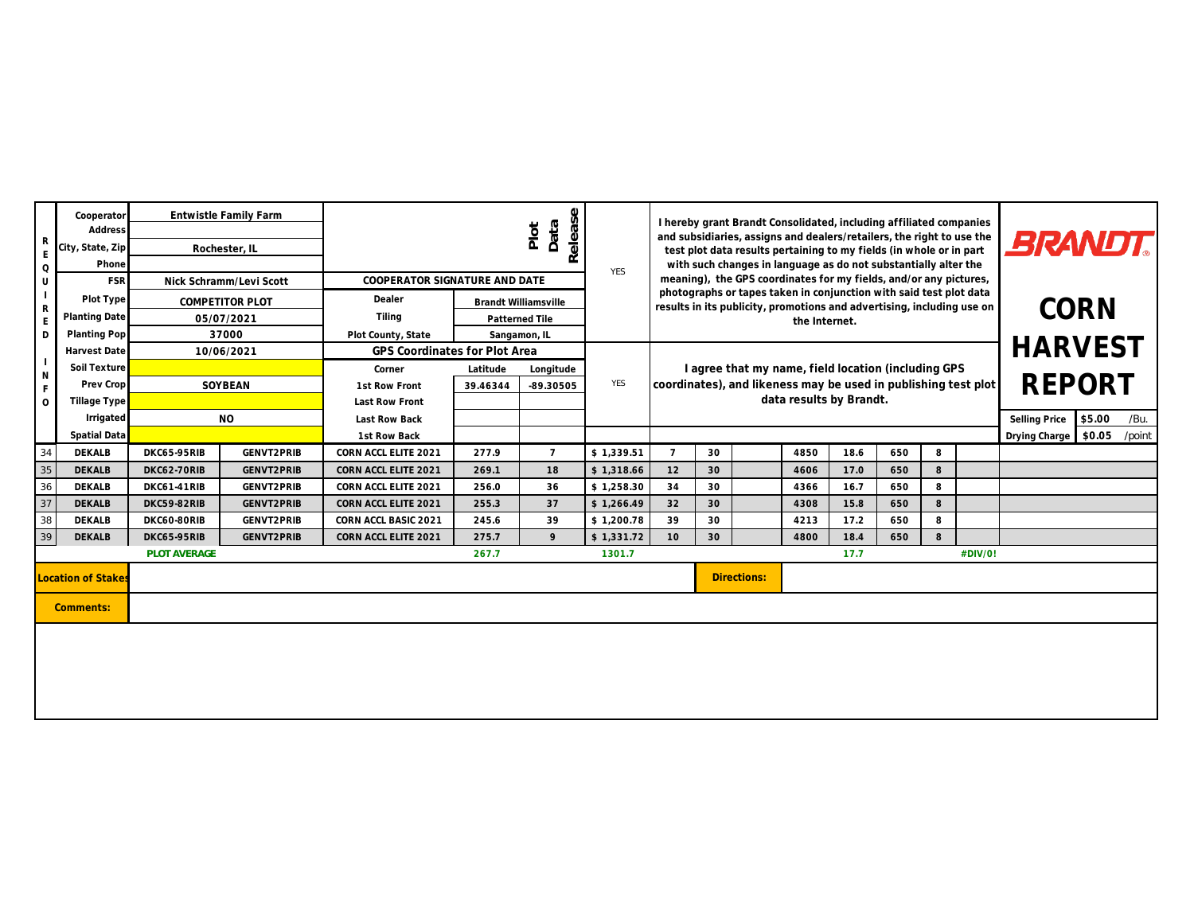# CORN HARVEST REPORT

BRANDT

| REQUIRED INFO | | |
|---|---|---|
| Cooperator | Entwistle Family Farm | |
| Address | | |
| City, State, Zip | Rochester, IL | |
| Phone | | |
| FSR | Nick Schramm/Levi Scott | |
| Plot Type | COMPETITOR PLOT | |
| Planting Date | 05/07/2021 | |
| Planting Pop | 37000 | |
| Harvest Date | 10/06/2021 | |
| Soil Texture | | |
| Prev Crop | SOYBEAN | |
| Tillage Type | | |
| Irrigated | NO | |
| Spatial Data | | |

**Plot Data Release**

COOPERATOR SIGNATURE AND DATE

| | |
|---|---|
| Dealer | Brandt Williamsville |
| Tiling | Patterned Tile |
| Plot County, State | Sangamon, IL |

**GPS Coordinates for Plot Area**

| Corner | Latitude | Longitude |
|---|---|---|
| 1st Row Front | 39.46344 | -89.30505 |
| Last Row Front | | |
| Last Row Back | | |
| 1st Row Back | | |

YES — I hereby grant Brandt Consolidated, including affiliated companies and subsidiaries, assigns and dealers/retailers, the right to use the test plot data results pertaining to my fields (in whole or in part with such changes in language as do not substantially alter the meaning), the GPS coordinates for my fields, and/or any pictures, photographs or tapes taken in conjunction with said test plot data results in its publicity, promotions and advertising, including use on the Internet.

YES — I agree that my name, field location (including GPS coordinates), and likeness may be used in publishing test plot data results by Brandt.

| Selling Price | $5.00 | /Bu. |
|---|---|---|
| Drying Charge | $0.05 | /point |

| | | | | | | | | | | | | | | | | | |
|---|---|---|---|---|---|---|---|---|---|---|---|---|---|---|---|---|---|
| 34 | DEKALB | DKC65-95RIB | GENVT2PRIB | CORN ACCL ELITE 2021 | 277.9 | 7 | $ 1,339.51 | 7 | 30 | | 4850 | 18.6 | 650 | 8 | | |
| 35 | DEKALB | DKC62-70RIB | GENVT2PRIB | CORN ACCL ELITE 2021 | 269.1 | 18 | $ 1,318.66 | 12 | 30 | | 4606 | 17.0 | 650 | 8 | | |
| 36 | DEKALB | DKC61-41RIB | GENVT2PRIB | CORN ACCL ELITE 2021 | 256.0 | 36 | $ 1,258.30 | 34 | 30 | | 4366 | 16.7 | 650 | 8 | | |
| 37 | DEKALB | DKC59-82RIB | GENVT2PRIB | CORN ACCL ELITE 2021 | 255.3 | 37 | $ 1,266.49 | 32 | 30 | | 4308 | 15.8 | 650 | 8 | | |
| 38 | DEKALB | DKC60-80RIB | GENVT2PRIB | CORN ACCL BASIC 2021 | 245.6 | 39 | $ 1,200.78 | 39 | 30 | | 4213 | 17.2 | 650 | 8 | | |
| 39 | DEKALB | DKC65-95RIB | GENVT2PRIB | CORN ACCL ELITE 2021 | 275.7 | 9 | $ 1,331.72 | 10 | 30 | | 4800 | 18.4 | 650 | 8 | | |
| | | PLOT AVERAGE | | | 267.7 | | 1301.7 | | | | | 17.7 | | | #DIV/0! | |

| | | | |
|---|---|---|---|
| Location of Stakes | | Directions: | |
| Comments: | | | |